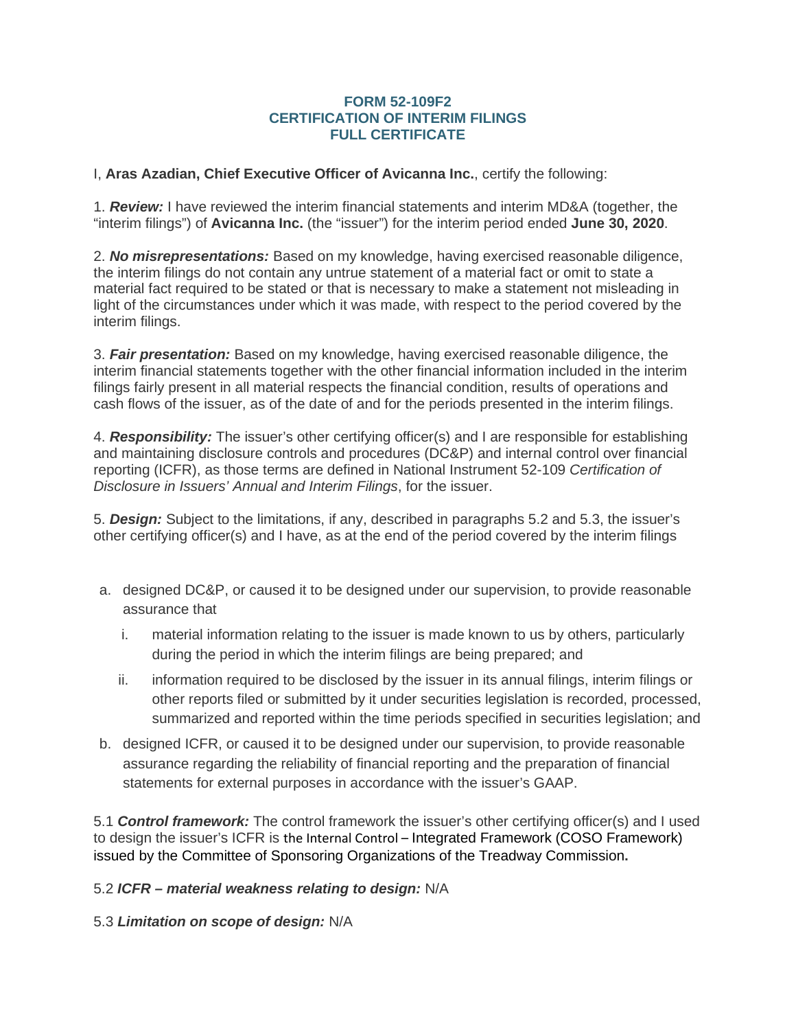# FORM 52-109F2
# CERTIFICATION OF INTERIM FILINGS
# FULL CERTIFICATE

I, **Aras Azadian, Chief Executive Officer of Avicanna Inc.**, certify the following:

1. ***Review:*** I have reviewed the interim financial statements and interim MD&A (together, the "interim filings") of **Avicanna Inc.** (the "issuer") for the interim period ended **June 30, 2020**.

2. ***No misrepresentations:*** Based on my knowledge, having exercised reasonable diligence, the interim filings do not contain any untrue statement of a material fact or omit to state a material fact required to be stated or that is necessary to make a statement not misleading in light of the circumstances under which it was made, with respect to the period covered by the interim filings.

3. ***Fair presentation:*** Based on my knowledge, having exercised reasonable diligence, the interim financial statements together with the other financial information included in the interim filings fairly present in all material respects the financial condition, results of operations and cash flows of the issuer, as of the date of and for the periods presented in the interim filings.

4. ***Responsibility:*** The issuer's other certifying officer(s) and I are responsible for establishing and maintaining disclosure controls and procedures (DC&P) and internal control over financial reporting (ICFR), as those terms are defined in National Instrument 52-109 *Certification of Disclosure in Issuers' Annual and Interim Filings*, for the issuer.

5. ***Design:*** Subject to the limitations, if any, described in paragraphs 5.2 and 5.3, the issuer's other certifying officer(s) and I have, as at the end of the period covered by the interim filings

a. designed DC&P, or caused it to be designed under our supervision, to provide reasonable assurance that

   i. material information relating to the issuer is made known to us by others, particularly during the period in which the interim filings are being prepared; and

   ii. information required to be disclosed by the issuer in its annual filings, interim filings or other reports filed or submitted by it under securities legislation is recorded, processed, summarized and reported within the time periods specified in securities legislation; and

b. designed ICFR, or caused it to be designed under our supervision, to provide reasonable assurance regarding the reliability of financial reporting and the preparation of financial statements for external purposes in accordance with the issuer's GAAP.

5.1 ***Control framework:*** The control framework the issuer's other certifying officer(s) and I used to design the issuer's ICFR is the Internal Control – Integrated Framework (COSO Framework) issued by the Committee of Sponsoring Organizations of the Treadway Commission**.**

5.2 ***ICFR – material weakness relating to design:*** N/A

5.3 ***Limitation on scope of design:*** N/A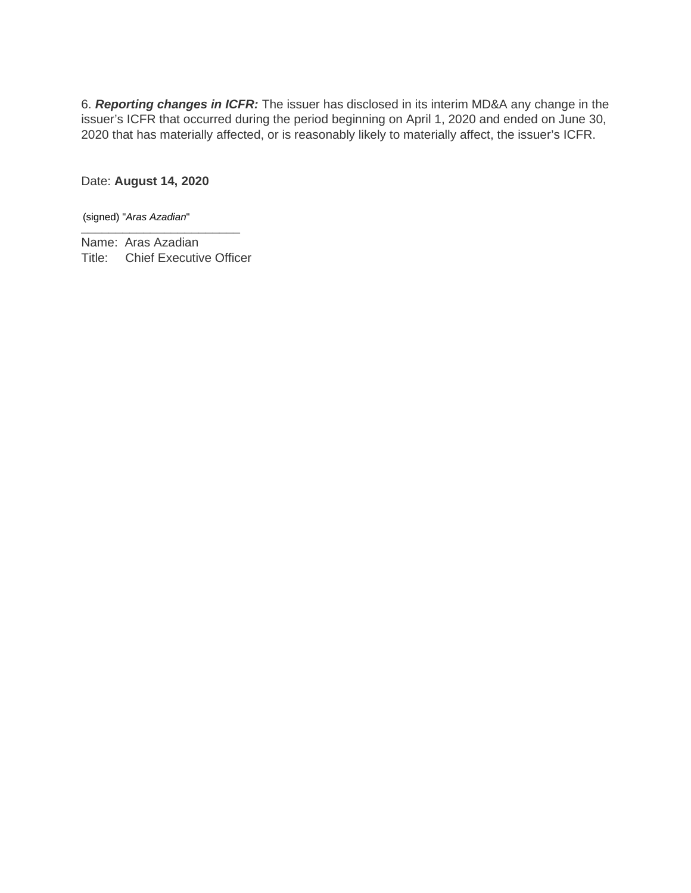6. ***Reporting changes in ICFR:*** The issuer has disclosed in its interim MD&A any change in the issuer's ICFR that occurred during the period beginning on April 1, 2020 and ended on June 30, 2020 that has materially affected, or is reasonably likely to materially affect, the issuer's ICFR.

Date: **August 14, 2020**

(signed) "*Aras Azadian*"

\_\_\_\_\_\_\_\_\_\_\_\_\_\_\_\_\_\_\_\_\_\_\_\_

Name: Aras Azadian
Title: Chief Executive Officer